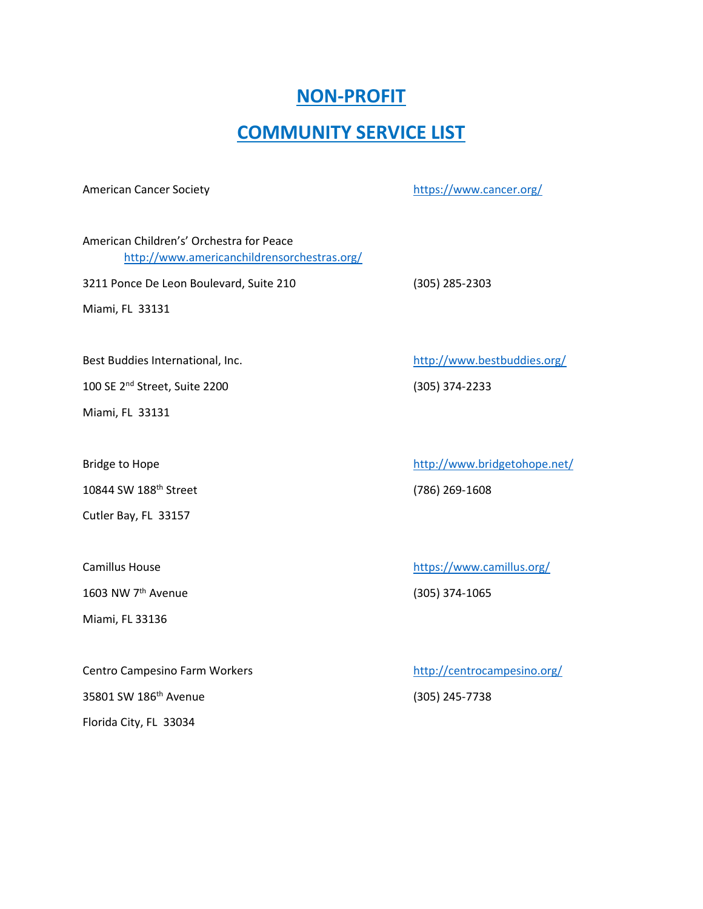# NON-PROFIT

# COMMUNITY SERVICE LIST

American Cancer Society
https://www.cancer.org/

American Children's' Orchestra for Peace
http://www.americanchildrensorchestras.org/
3211 Ponce De Leon Boulevard, Suite 210
Miami, FL 33131
(305) 285-2303

Best Buddies International, Inc.
100 SE 2nd Street, Suite 2200
Miami, FL 33131
http://www.bestbuddies.org/
(305) 374-2233

Bridge to Hope
10844 SW 188th Street
Cutler Bay, FL 33157
http://www.bridgetohope.net/
(786) 269-1608

Camillus House
1603 NW 7th Avenue
Miami, FL 33136
https://www.camillus.org/
(305) 374-1065

Centro Campesino Farm Workers
35801 SW 186th Avenue
Florida City, FL 33034
http://centrocampesino.org/
(305) 245-7738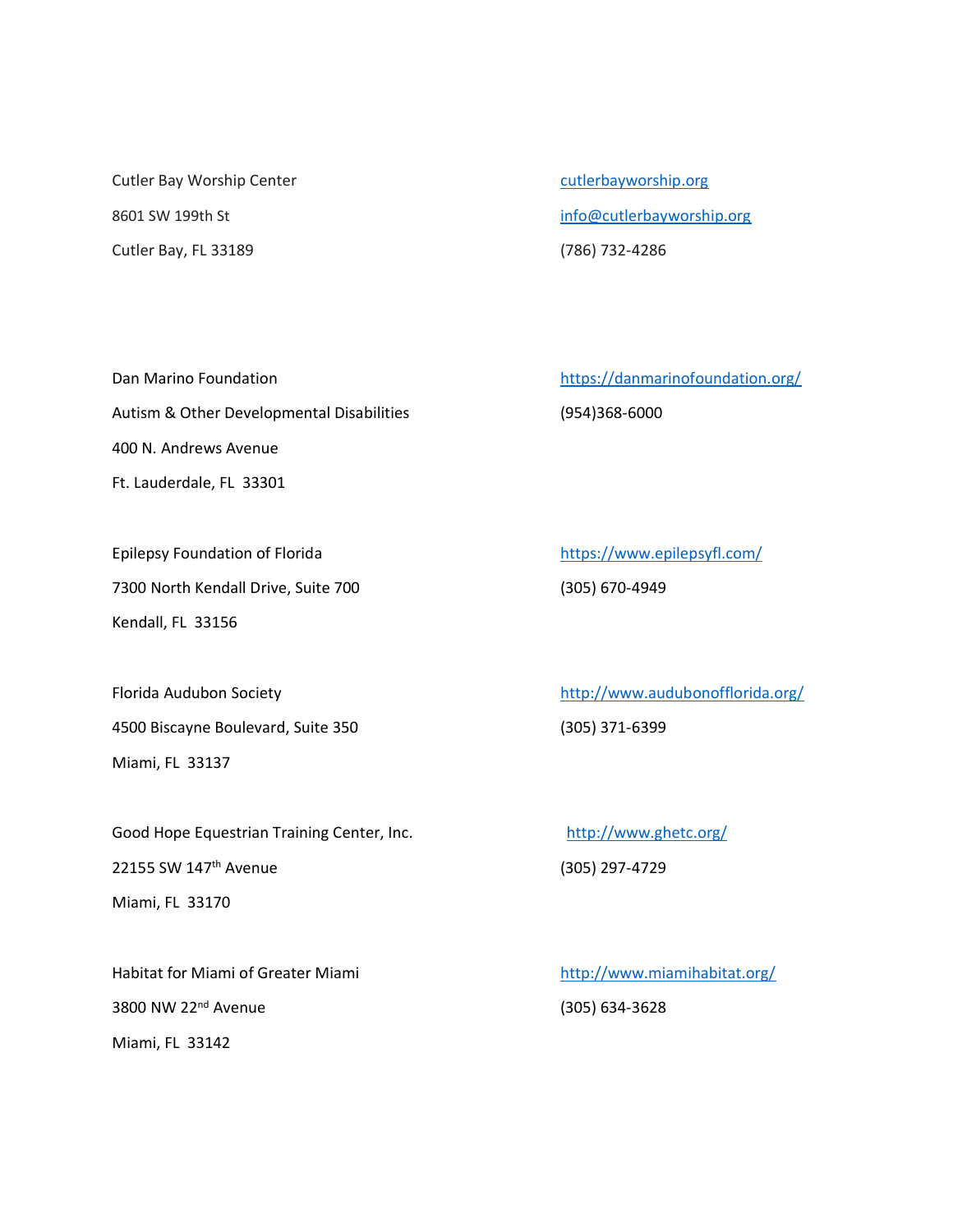Cutler Bay Worship Center
8601 SW 199th St
Cutler Bay, FL 33189

cutlerbayworship.org
info@cutlerbayworship.org
(786) 732-4286

Dan Marino Foundation
Autism & Other Developmental Disabilities
400 N. Andrews Avenue
Ft. Lauderdale, FL 33301

https://danmarinofoundation.org/
(954)368-6000

Epilepsy Foundation of Florida
7300 North Kendall Drive, Suite 700
Kendall, FL 33156

https://www.epilepsyfl.com/
(305) 670-4949

Florida Audubon Society
4500 Biscayne Boulevard, Suite 350
Miami, FL 33137

http://www.audubonofflorida.org/
(305) 371-6399

Good Hope Equestrian Training Center, Inc.
22155 SW 147th Avenue
Miami, FL 33170

http://www.ghetc.org/
(305) 297-4729

Habitat for Miami of Greater Miami
3800 NW 22nd Avenue
Miami, FL 33142

http://www.miamihabitat.org/
(305) 634-3628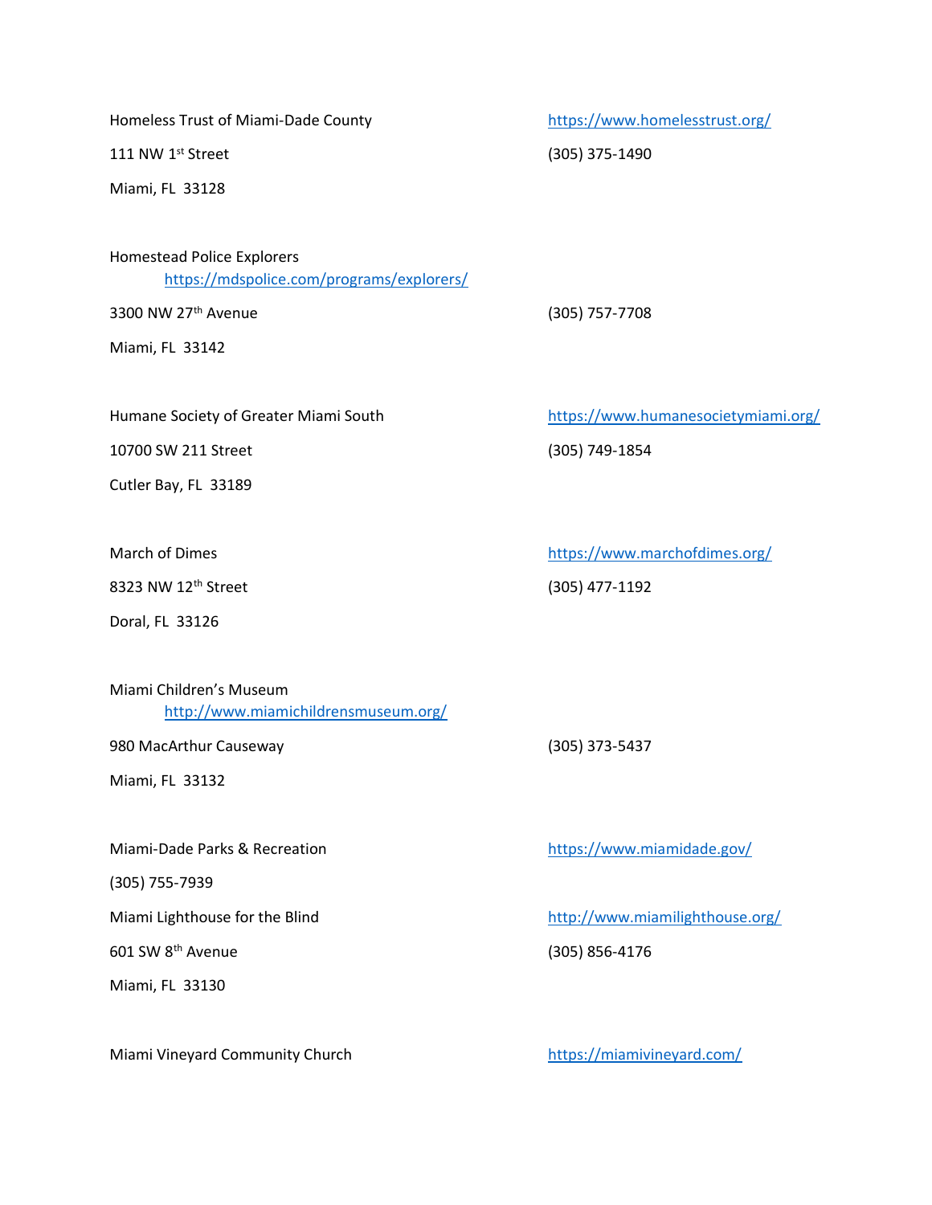Homeless Trust of Miami-Dade County
https://www.homelesstrust.org/
111 NW 1st Street
(305) 375-1490
Miami, FL 33128

Homestead Police Explorers
https://mdspolice.com/programs/explorers/
3300 NW 27th Avenue
(305) 757-7708
Miami, FL 33142

Humane Society of Greater Miami South
https://www.humanesocietymiami.org/
10700 SW 211 Street
(305) 749-1854
Cutler Bay, FL 33189

March of Dimes
https://www.marchofdimes.org/
8323 NW 12th Street
(305) 477-1192
Doral, FL 33126

Miami Children's Museum
http://www.miamichildrensmuseum.org/
980 MacArthur Causeway
(305) 373-5437
Miami, FL 33132

Miami-Dade Parks & Recreation
https://www.miamidade.gov/
(305) 755-7939

Miami Lighthouse for the Blind
http://www.miamilighthouse.org/
601 SW 8th Avenue
(305) 856-4176
Miami, FL 33130

Miami Vineyard Community Church
https://miamivineyard.com/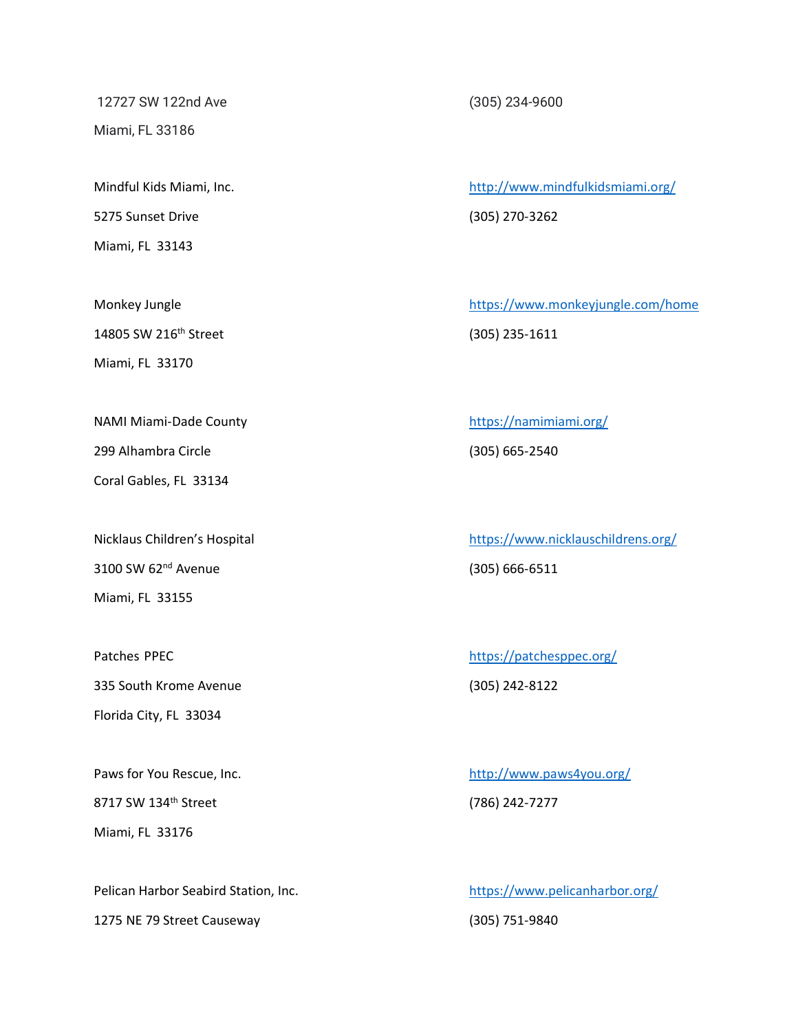12727 SW 122nd Ave
Miami, FL 33186
(305) 234-9600

Mindful Kids Miami, Inc.
5275 Sunset Drive
Miami, FL 33143
http://www.mindfulkidsmiami.org/
(305) 270-3262

Monkey Jungle
14805 SW 216th Street
Miami, FL 33170
https://www.monkeyjungle.com/home
(305) 235-1611

NAMI Miami-Dade County
299 Alhambra Circle
Coral Gables, FL 33134
https://namimiami.org/
(305) 665-2540

Nicklaus Children's Hospital
3100 SW 62nd Avenue
Miami, FL 33155
https://www.nicklauschildrens.org/
(305) 666-6511

Patches PPEC
335 South Krome Avenue
Florida City, FL 33034
https://patchesppec.org/
(305) 242-8122

Paws for You Rescue, Inc.
8717 SW 134th Street
Miami, FL 33176
http://www.paws4you.org/
(786) 242-7277

Pelican Harbor Seabird Station, Inc.
1275 NE 79 Street Causeway
https://www.pelicanharbor.org/
(305) 751-9840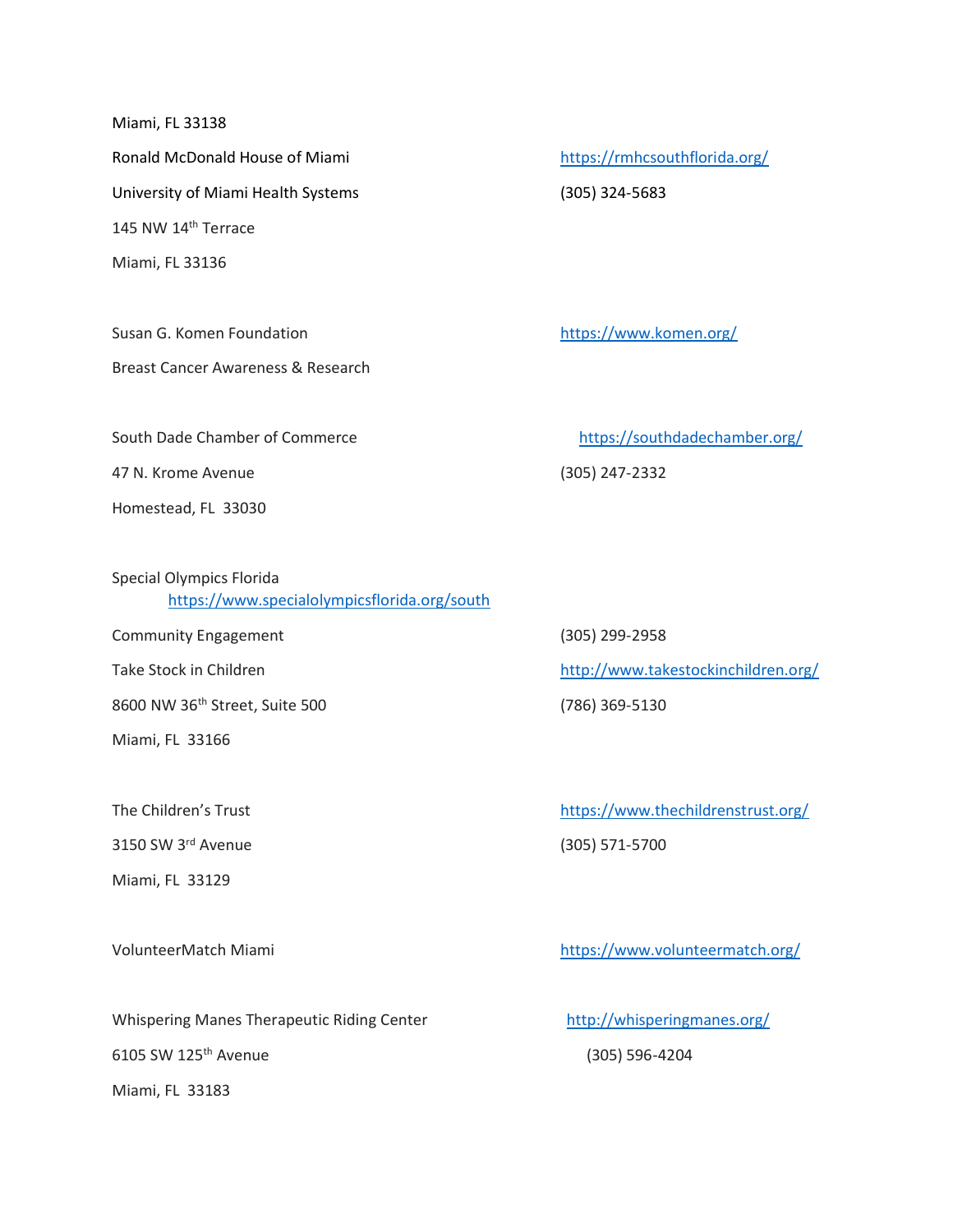Miami, FL 33138

Ronald McDonald House of Miami https://rmhcsouthflorida.org/
University of Miami Health Systems (305) 324-5683
145 NW 14th Terrace
Miami, FL 33136

Susan G. Komen Foundation https://www.komen.org/
Breast Cancer Awareness & Research

South Dade Chamber of Commerce https://southdadechamber.org/
47 N. Krome Avenue (305) 247-2332
Homestead, FL 33030

Special Olympics Florida https://www.specialolympicsflorida.org/south
Community Engagement (305) 299-2958

Take Stock in Children http://www.takestockinchildren.org/
8600 NW 36th Street, Suite 500 (786) 369-5130
Miami, FL 33166

The Children's Trust https://www.thechildrenstrust.org/
3150 SW 3rd Avenue (305) 571-5700
Miami, FL 33129

VolunteerMatch Miami https://www.volunteermatch.org/

Whispering Manes Therapeutic Riding Center http://whisperingmanes.org/
6105 SW 125th Avenue (305) 596-4204
Miami, FL 33183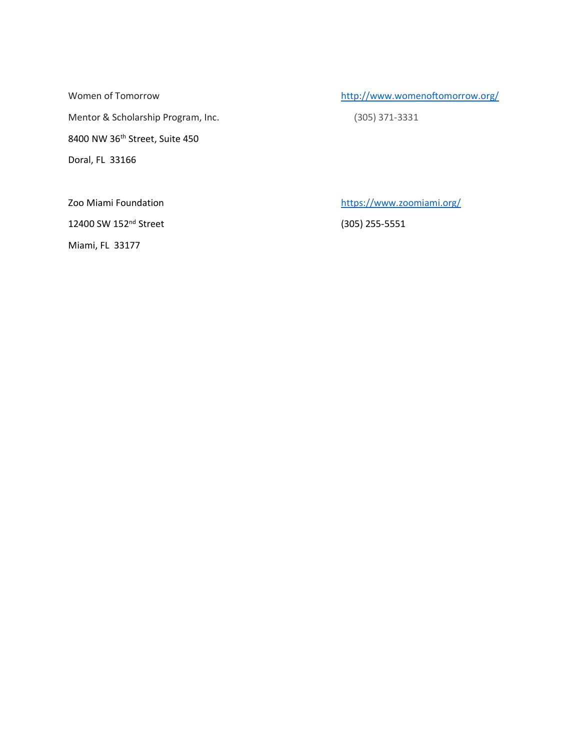Women of Tomorrow
Mentor & Scholarship Program, Inc.
8400 NW 36th Street, Suite 450
Doral, FL 33166

http://www.womenoftomorrow.org/
(305) 371-3331

Zoo Miami Foundation
12400 SW 152nd Street
Miami, FL 33177

https://www.zoomiami.org/
(305) 255-5551